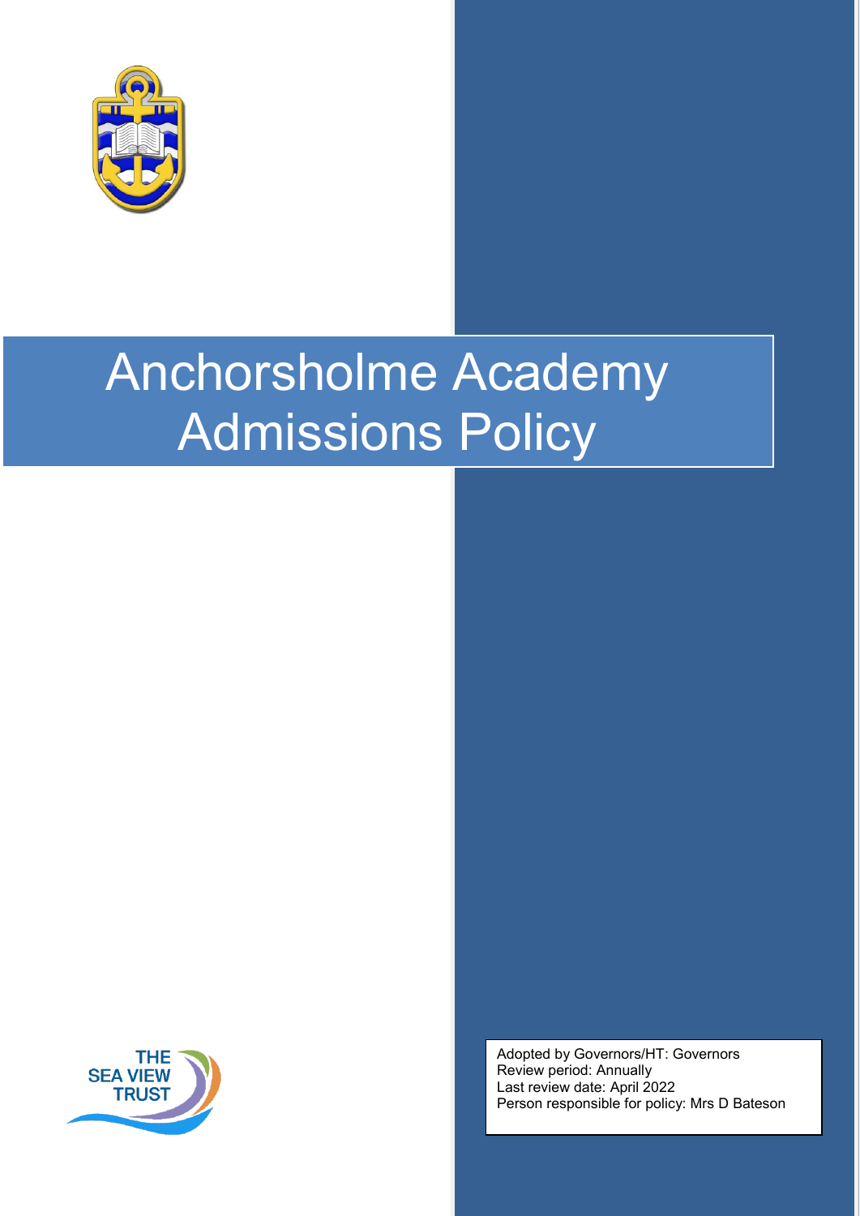# Anchorsholme Academy Admissions Policy

THE SEA VIEW TRUST

Adopted by Governors/HT: Governors
Review period: Annually
Last review date: April 2022
Person responsible for policy: Mrs D Bateson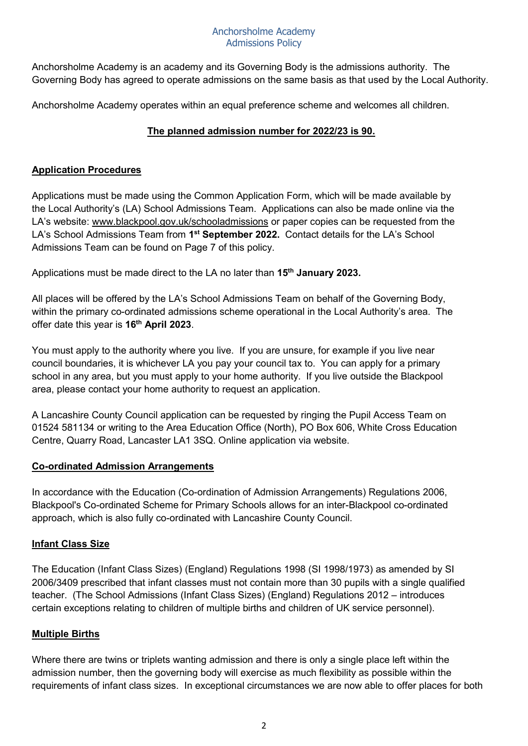# Anchorsholme Academy
## Admissions Policy

Anchorsholme Academy is an academy and its Governing Body is the admissions authority. The Governing Body has agreed to operate admissions on the same basis as that used by the Local Authority.

Anchorsholme Academy operates within an equal preference scheme and welcomes all children.

**The planned admission number for 2022/23 is 90.**

### Application Procedures

Applications must be made using the Common Application Form, which will be made available by the Local Authority's (LA) School Admissions Team. Applications can also be made online via the LA's website: www.blackpool.gov.uk/schooladmissions or paper copies can be requested from the LA's School Admissions Team from **1st September 2022.** Contact details for the LA's School Admissions Team can be found on Page 7 of this policy.

Applications must be made direct to the LA no later than **15th January 2023.**

All places will be offered by the LA's School Admissions Team on behalf of the Governing Body, within the primary co-ordinated admissions scheme operational in the Local Authority's area. The offer date this year is **16th April 2023**.

You must apply to the authority where you live. If you are unsure, for example if you live near council boundaries, it is whichever LA you pay your council tax to. You can apply for a primary school in any area, but you must apply to your home authority. If you live outside the Blackpool area, please contact your home authority to request an application.

A Lancashire County Council application can be requested by ringing the Pupil Access Team on 01524 581134 or writing to the Area Education Office (North), PO Box 606, White Cross Education Centre, Quarry Road, Lancaster LA1 3SQ. Online application via website.

### Co-ordinated Admission Arrangements

In accordance with the Education (Co-ordination of Admission Arrangements) Regulations 2006, Blackpool's Co-ordinated Scheme for Primary Schools allows for an inter-Blackpool co-ordinated approach, which is also fully co-ordinated with Lancashire County Council.

### Infant Class Size

The Education (Infant Class Sizes) (England) Regulations 1998 (SI 1998/1973) as amended by SI 2006/3409 prescribed that infant classes must not contain more than 30 pupils with a single qualified teacher. (The School Admissions (Infant Class Sizes) (England) Regulations 2012 – introduces certain exceptions relating to children of multiple births and children of UK service personnel).

### Multiple Births

Where there are twins or triplets wanting admission and there is only a single place left within the admission number, then the governing body will exercise as much flexibility as possible within the requirements of infant class sizes. In exceptional circumstances we are now able to offer places for both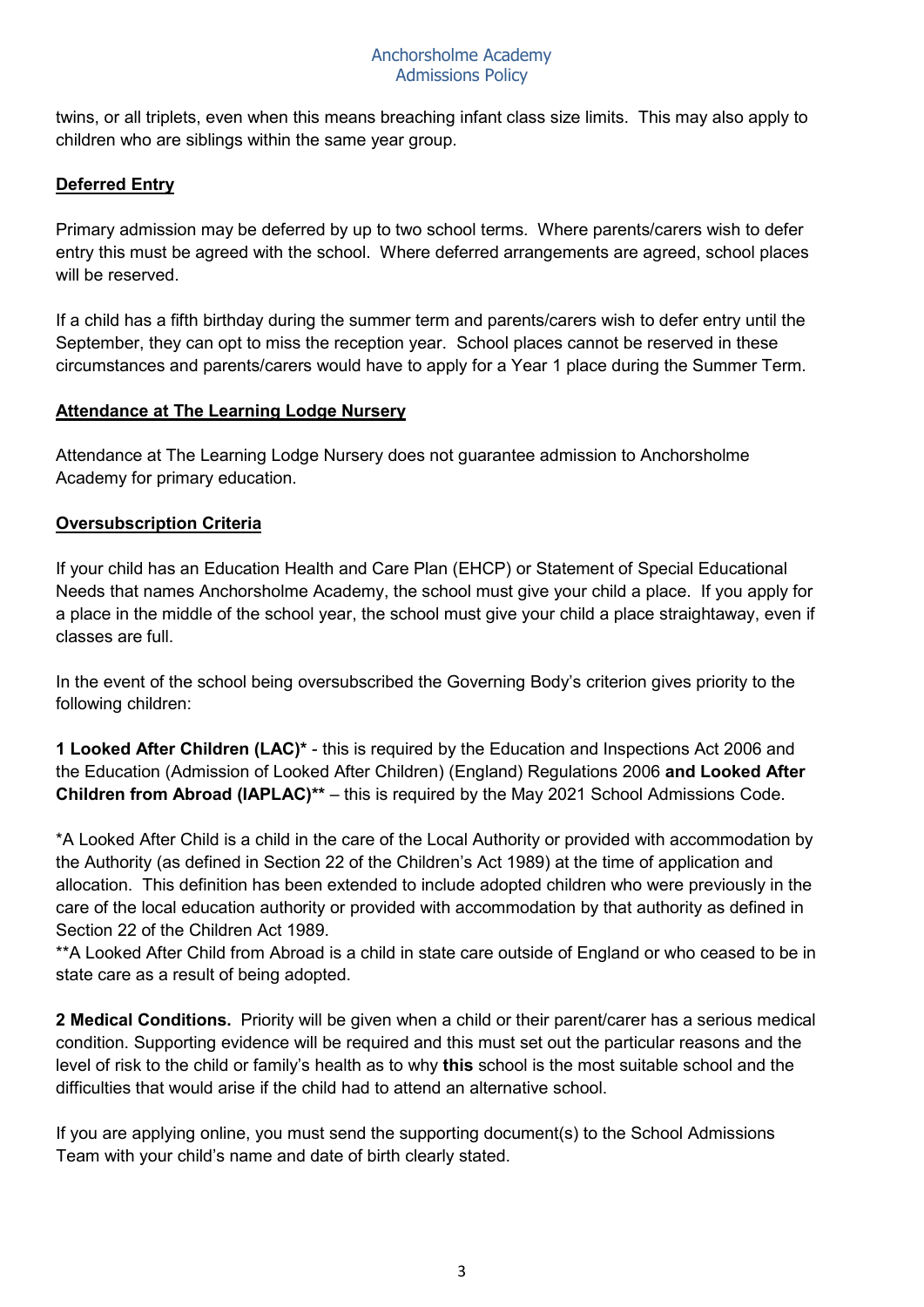twins, or all triplets, even when this means breaching infant class size limits.  This may also apply to children who are siblings within the same year group.

## Deferred Entry

Primary admission may be deferred by up to two school terms.  Where parents/carers wish to defer entry this must be agreed with the school.  Where deferred arrangements are agreed, school places will be reserved.

If a child has a fifth birthday during the summer term and parents/carers wish to defer entry until the September, they can opt to miss the reception year.  School places cannot be reserved in these circumstances and parents/carers would have to apply for a Year 1 place during the Summer Term.

## Attendance at The Learning Lodge Nursery

Attendance at The Learning Lodge Nursery does not guarantee admission to Anchorsholme Academy for primary education.

## Oversubscription Criteria

If your child has an Education Health and Care Plan (EHCP) or Statement of Special Educational Needs that names Anchorsholme Academy, the school must give your child a place.  If you apply for a place in the middle of the school year, the school must give your child a place straightaway, even if classes are full.

In the event of the school being oversubscribed the Governing Body's criterion gives priority to the following children:

**1 Looked After Children (LAC)*** - this is required by the Education and Inspections Act 2006 and the Education (Admission of Looked After Children) (England) Regulations 2006 **and Looked After Children from Abroad (IAPLAC)**** – this is required by the May 2021 School Admissions Code.

*A Looked After Child is a child in the care of the Local Authority or provided with accommodation by the Authority (as defined in Section 22 of the Children's Act 1989) at the time of application and allocation.  This definition has been extended to include adopted children who were previously in the care of the local education authority or provided with accommodation by that authority as defined in Section 22 of the Children Act 1989.
**A Looked After Child from Abroad is a child in state care outside of England or who ceased to be in state care as a result of being adopted.

**2 Medical Conditions.** Priority will be given when a child or their parent/carer has a serious medical condition. Supporting evidence will be required and this must set out the particular reasons and the level of risk to the child or family's health as to why **this** school is the most suitable school and the difficulties that would arise if the child had to attend an alternative school.

If you are applying online, you must send the supporting document(s) to the School Admissions Team with your child's name and date of birth clearly stated.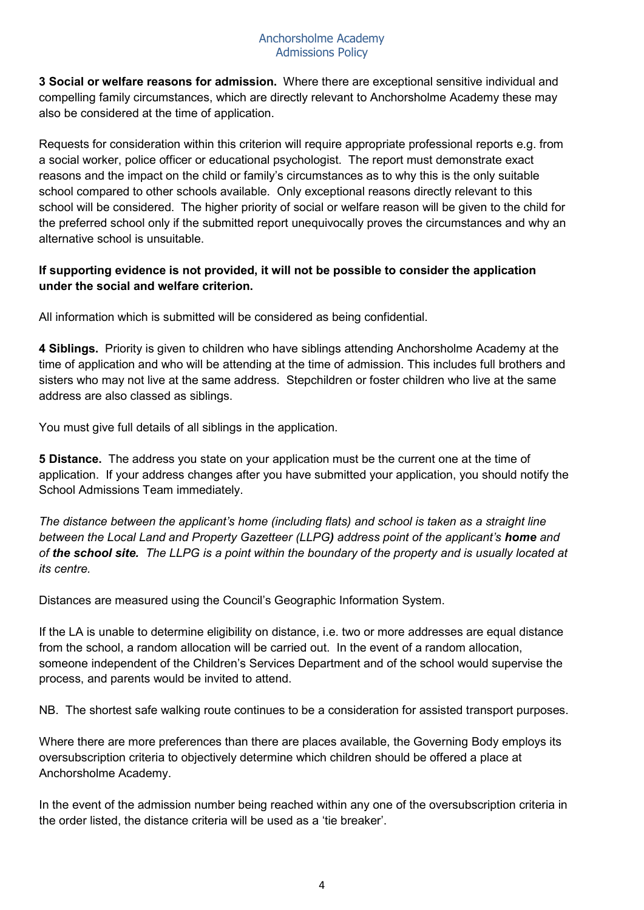**3 Social or welfare reasons for admission.** Where there are exceptional sensitive individual and compelling family circumstances, which are directly relevant to Anchorsholme Academy these may also be considered at the time of application.

Requests for consideration within this criterion will require appropriate professional reports e.g. from a social worker, police officer or educational psychologist. The report must demonstrate exact reasons and the impact on the child or family's circumstances as to why this is the only suitable school compared to other schools available. Only exceptional reasons directly relevant to this school will be considered. The higher priority of social or welfare reason will be given to the child for the preferred school only if the submitted report unequivocally proves the circumstances and why an alternative school is unsuitable.

**If supporting evidence is not provided, it will not be possible to consider the application under the social and welfare criterion.**

All information which is submitted will be considered as being confidential.

**4 Siblings.** Priority is given to children who have siblings attending Anchorsholme Academy at the time of application and who will be attending at the time of admission. This includes full brothers and sisters who may not live at the same address. Stepchildren or foster children who live at the same address are also classed as siblings.

You must give full details of all siblings in the application.

**5 Distance.** The address you state on your application must be the current one at the time of application. If your address changes after you have submitted your application, you should notify the School Admissions Team immediately.

*The distance between the applicant's home (including flats) and school is taken as a straight line between the Local Land and Property Gazetteer (LLPG) address point of the applicant's **home** and of **the school site.** The LLPG is a point within the boundary of the property and is usually located at its centre.*

Distances are measured using the Council's Geographic Information System.

If the LA is unable to determine eligibility on distance, i.e. two or more addresses are equal distance from the school, a random allocation will be carried out. In the event of a random allocation, someone independent of the Children's Services Department and of the school would supervise the process, and parents would be invited to attend.

NB. The shortest safe walking route continues to be a consideration for assisted transport purposes.

Where there are more preferences than there are places available, the Governing Body employs its oversubscription criteria to objectively determine which children should be offered a place at Anchorsholme Academy.

In the event of the admission number being reached within any one of the oversubscription criteria in the order listed, the distance criteria will be used as a 'tie breaker'.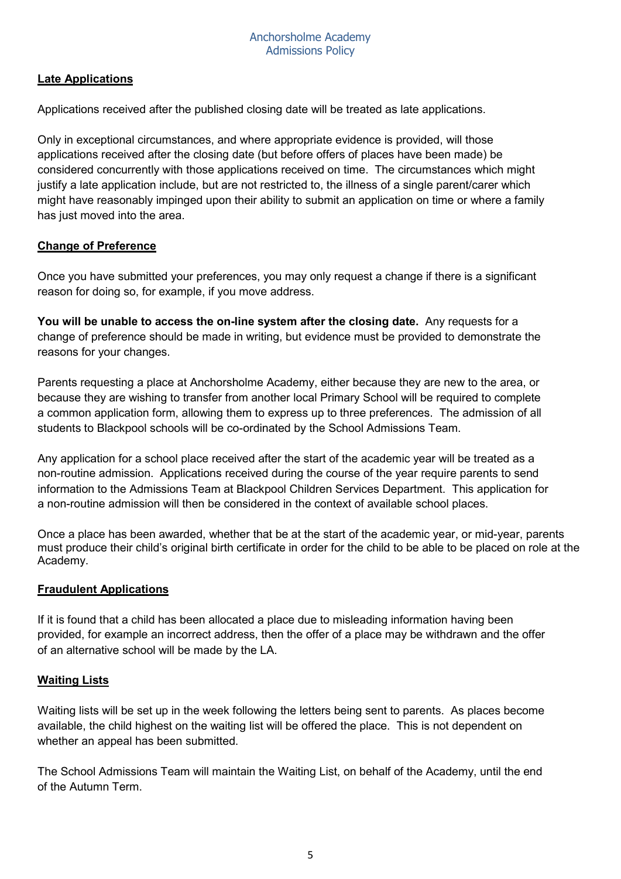## Late Applications

Applications received after the published closing date will be treated as late applications.

Only in exceptional circumstances, and where appropriate evidence is provided, will those applications received after the closing date (but before offers of places have been made) be considered concurrently with those applications received on time. The circumstances which might justify a late application include, but are not restricted to, the illness of a single parent/carer which might have reasonably impinged upon their ability to submit an application on time or where a family has just moved into the area.

## Change of Preference

Once you have submitted your preferences, you may only request a change if there is a significant reason for doing so, for example, if you move address.

**You will be unable to access the on-line system after the closing date.** Any requests for a change of preference should be made in writing, but evidence must be provided to demonstrate the reasons for your changes.

Parents requesting a place at Anchorsholme Academy, either because they are new to the area, or because they are wishing to transfer from another local Primary School will be required to complete a common application form, allowing them to express up to three preferences. The admission of all students to Blackpool schools will be co-ordinated by the School Admissions Team.

Any application for a school place received after the start of the academic year will be treated as a non-routine admission. Applications received during the course of the year require parents to send information to the Admissions Team at Blackpool Children Services Department. This application for a non-routine admission will then be considered in the context of available school places.

Once a place has been awarded, whether that be at the start of the academic year, or mid-year, parents must produce their child's original birth certificate in order for the child to be able to be placed on role at the Academy.

## Fraudulent Applications

If it is found that a child has been allocated a place due to misleading information having been provided, for example an incorrect address, then the offer of a place may be withdrawn and the offer of an alternative school will be made by the LA.

## Waiting Lists

Waiting lists will be set up in the week following the letters being sent to parents. As places become available, the child highest on the waiting list will be offered the place. This is not dependent on whether an appeal has been submitted.

The School Admissions Team will maintain the Waiting List, on behalf of the Academy, until the end of the Autumn Term.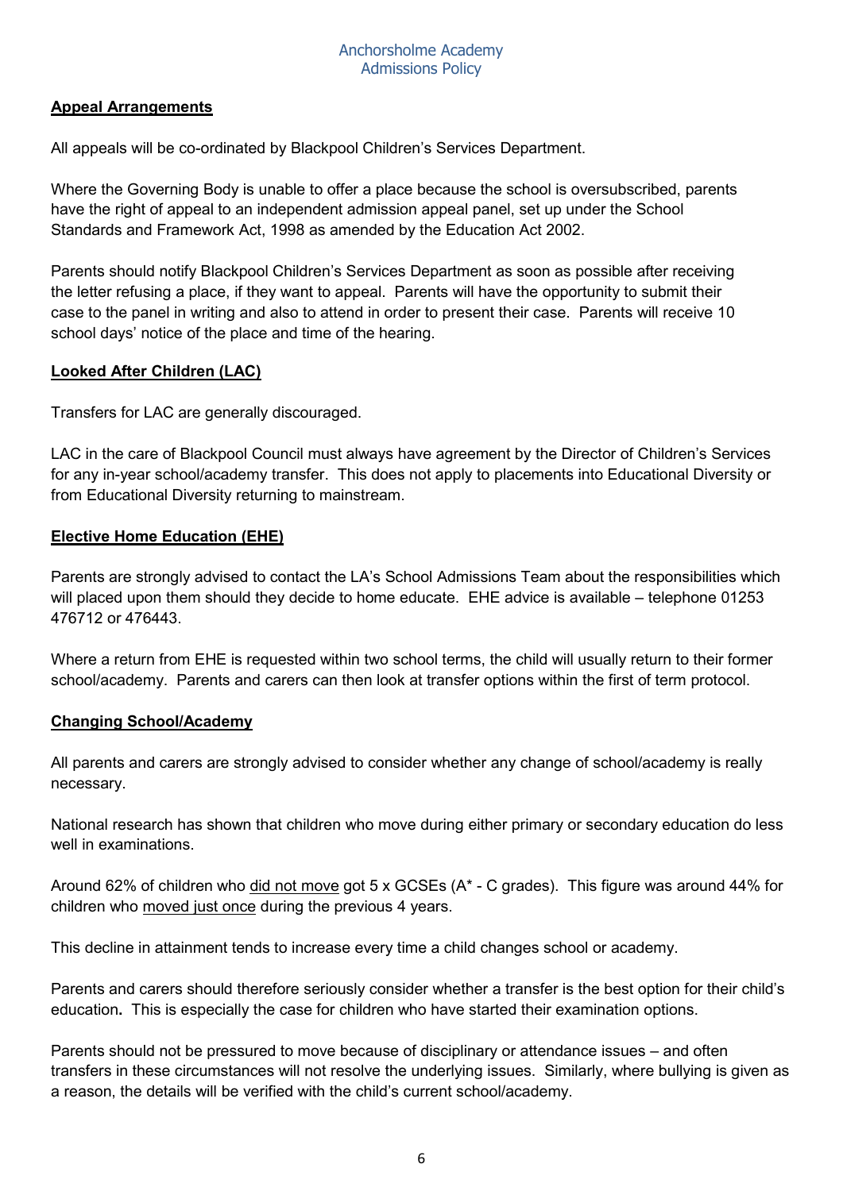## Appeal Arrangements

All appeals will be co-ordinated by Blackpool Children's Services Department.

Where the Governing Body is unable to offer a place because the school is oversubscribed, parents have the right of appeal to an independent admission appeal panel, set up under the School Standards and Framework Act, 1998 as amended by the Education Act 2002.

Parents should notify Blackpool Children's Services Department as soon as possible after receiving the letter refusing a place, if they want to appeal. Parents will have the opportunity to submit their case to the panel in writing and also to attend in order to present their case. Parents will receive 10 school days' notice of the place and time of the hearing.

## Looked After Children (LAC)

Transfers for LAC are generally discouraged.

LAC in the care of Blackpool Council must always have agreement by the Director of Children's Services for any in-year school/academy transfer. This does not apply to placements into Educational Diversity or from Educational Diversity returning to mainstream.

## Elective Home Education (EHE)

Parents are strongly advised to contact the LA's School Admissions Team about the responsibilities which will placed upon them should they decide to home educate. EHE advice is available – telephone 01253 476712 or 476443.

Where a return from EHE is requested within two school terms, the child will usually return to their former school/academy. Parents and carers can then look at transfer options within the first of term protocol.

## Changing School/Academy

All parents and carers are strongly advised to consider whether any change of school/academy is really necessary.

National research has shown that children who move during either primary or secondary education do less well in examinations.

Around 62% of children who did not move got 5 x GCSEs (A* - C grades). This figure was around 44% for children who moved just once during the previous 4 years.

This decline in attainment tends to increase every time a child changes school or academy.

Parents and carers should therefore seriously consider whether a transfer is the best option for their child's education. This is especially the case for children who have started their examination options.

Parents should not be pressured to move because of disciplinary or attendance issues – and often transfers in these circumstances will not resolve the underlying issues. Similarly, where bullying is given as a reason, the details will be verified with the child's current school/academy.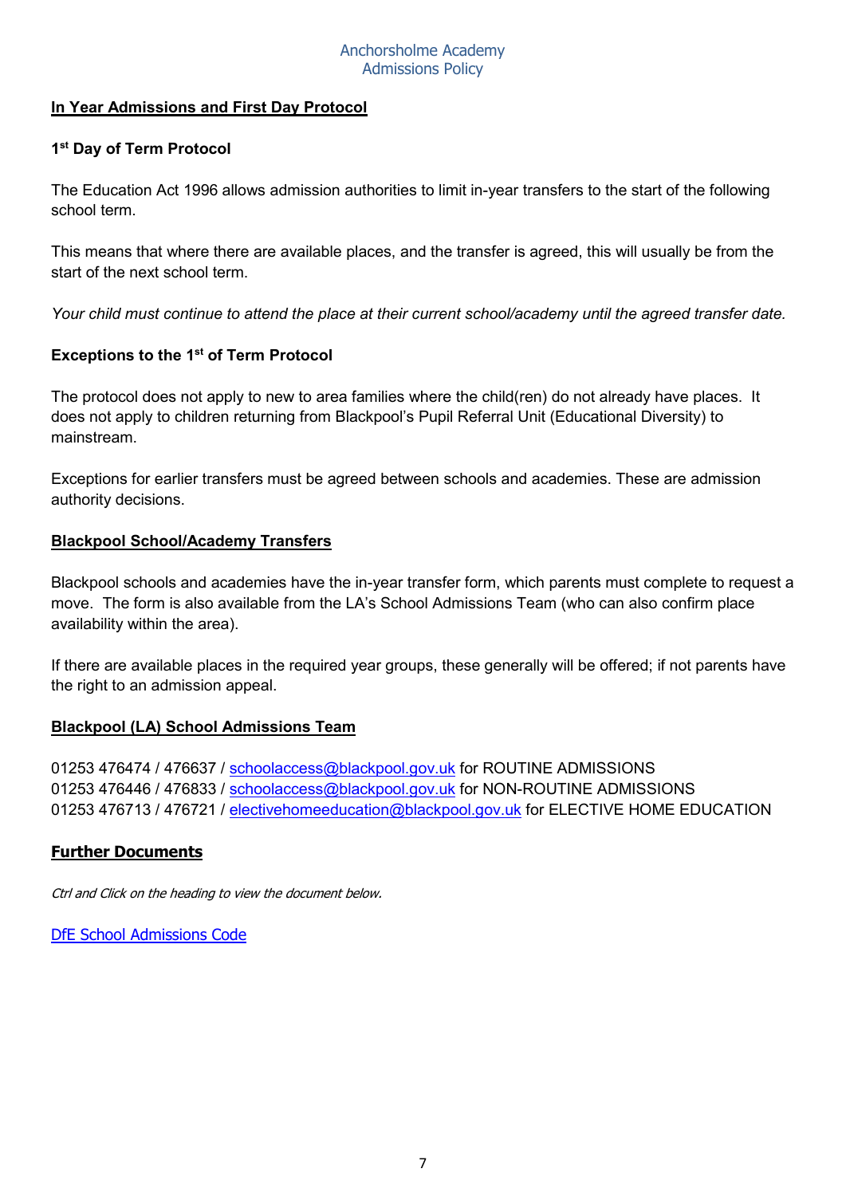## In Year Admissions and First Day Protocol

### 1st Day of Term Protocol

The Education Act 1996 allows admission authorities to limit in-year transfers to the start of the following school term.

This means that where there are available places, and the transfer is agreed, this will usually be from the start of the next school term.

*Your child must continue to attend the place at their current school/academy until the agreed transfer date.*

### Exceptions to the 1st of Term Protocol

The protocol does not apply to new to area families where the child(ren) do not already have places. It does not apply to children returning from Blackpool's Pupil Referral Unit (Educational Diversity) to mainstream.

Exceptions for earlier transfers must be agreed between schools and academies. These are admission authority decisions.

## Blackpool School/Academy Transfers

Blackpool schools and academies have the in-year transfer form, which parents must complete to request a move. The form is also available from the LA's School Admissions Team (who can also confirm place availability within the area).

If there are available places in the required year groups, these generally will be offered; if not parents have the right to an admission appeal.

## Blackpool (LA) School Admissions Team

01253 476474 / 476637 / schoolaccess@blackpool.gov.uk for ROUTINE ADMISSIONS
01253 476446 / 476833 / schoolaccess@blackpool.gov.uk for NON-ROUTINE ADMISSIONS
01253 476713 / 476721 / electivehomeeducation@blackpool.gov.uk for ELECTIVE HOME EDUCATION

## Further Documents

*Ctrl and Click on the heading to view the document below.*

DfE School Admissions Code